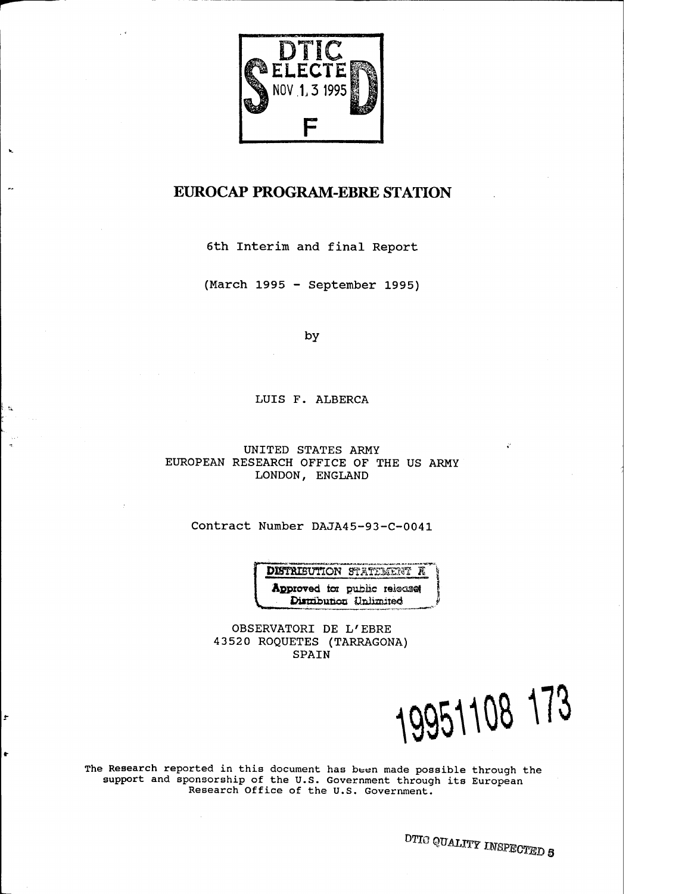DTIC
ELECTE
NOV 1 3 1995
S D
F

# EUROCAP PROGRAM-EBRE STATION

6th Interim and final Report

(March 1995 - September 1995)

by

LUIS F. ALBERCA

UNITED STATES ARMY
EUROPEAN RESEARCH OFFICE OF THE US ARMY
LONDON, ENGLAND

Contract Number DAJA45-93-C-0041

DISTRIBUTION STATEMENT A
Approved for public release;
Distribution Unlimited

OBSERVATORI DE L'EBRE
43520 ROQUETES (TARRAGONA)
SPAIN

19951108 173

The Research reported in this document has been made possible through the support and sponsorship of the U.S. Government through its European Research Office of the U.S. Government.

DTIC QUALITY INSPECTED 5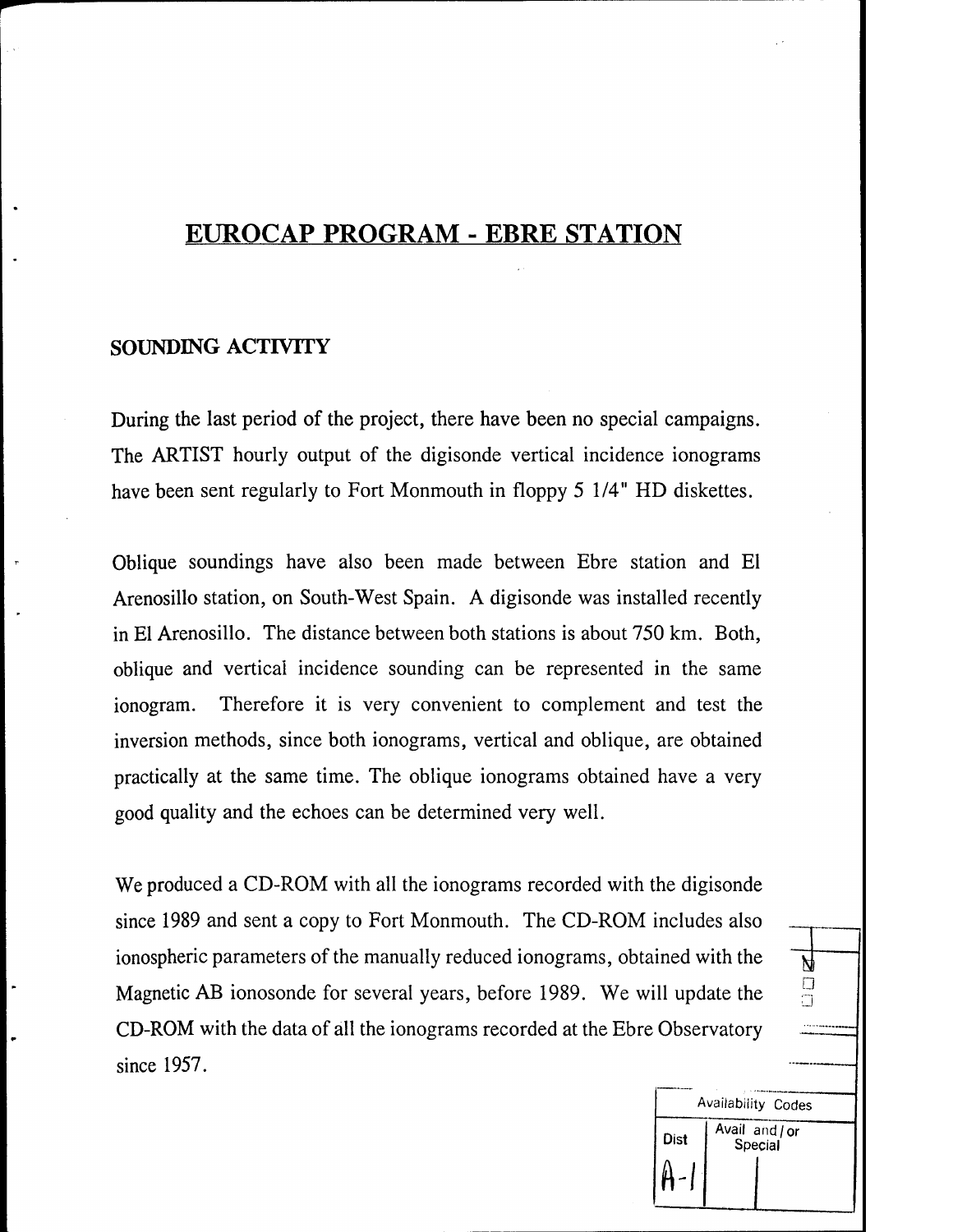# EUROCAP PROGRAM - EBRE STATION

## SOUNDING ACTIVITY

During the last period of the project, there have been no special campaigns. The ARTIST hourly output of the digisonde vertical incidence ionograms have been sent regularly to Fort Monmouth in floppy 5 1/4" HD diskettes.

Oblique soundings have also been made between Ebre station and El Arenosillo station, on South-West Spain. A digisonde was installed recently in El Arenosillo. The distance between both stations is about 750 km. Both, oblique and vertical incidence sounding can be represented in the same ionogram. Therefore it is very convenient to complement and test the inversion methods, since both ionograms, vertical and oblique, are obtained practically at the same time. The oblique ionograms obtained have a very good quality and the echoes can be determined very well.

We produced a CD-ROM with all the ionograms recorded with the digisonde since 1989 and sent a copy to Fort Monmouth. The CD-ROM includes also ionospheric parameters of the manually reduced ionograms, obtained with the Magnetic AB ionosonde for several years, before 1989. We will update the CD-ROM with the data of all the ionograms recorded at the Ebre Observatory since 1957.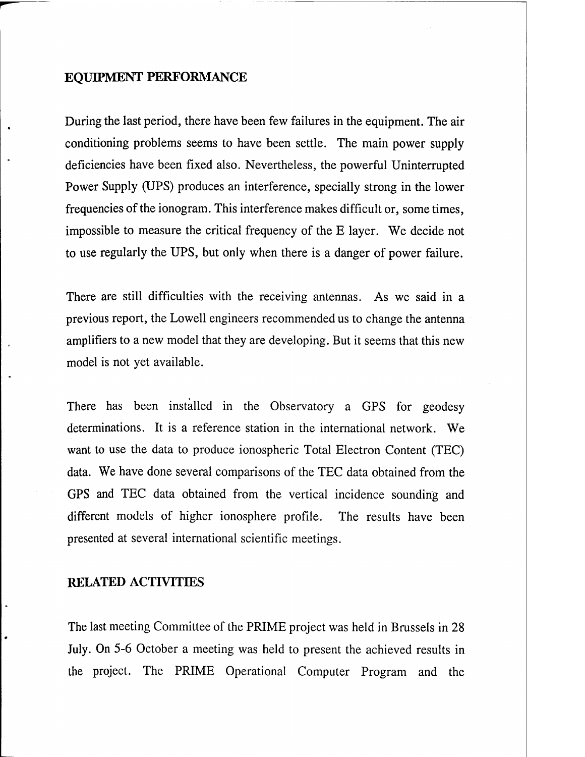## EQUIPMENT PERFORMANCE

During the last period, there have been few failures in the equipment. The air conditioning problems seems to have been settle. The main power supply deficiencies have been fixed also. Nevertheless, the powerful Uninterrupted Power Supply (UPS) produces an interference, specially strong in the lower frequencies of the ionogram. This interference makes difficult or, some times, impossible to measure the critical frequency of the E layer. We decide not to use regularly the UPS, but only when there is a danger of power failure.

There are still difficulties with the receiving antennas. As we said in a previous report, the Lowell engineers recommended us to change the antenna amplifiers to a new model that they are developing. But it seems that this new model is not yet available.

There has been installed in the Observatory a GPS for geodesy determinations. It is a reference station in the international network. We want to use the data to produce ionospheric Total Electron Content (TEC) data. We have done several comparisons of the TEC data obtained from the GPS and TEC data obtained from the vertical incidence sounding and different models of higher ionosphere profile. The results have been presented at several international scientific meetings.

## RELATED ACTIVITIES

The last meeting Committee of the PRIME project was held in Brussels in 28 July. On 5-6 October a meeting was held to present the achieved results in the project. The PRIME Operational Computer Program and the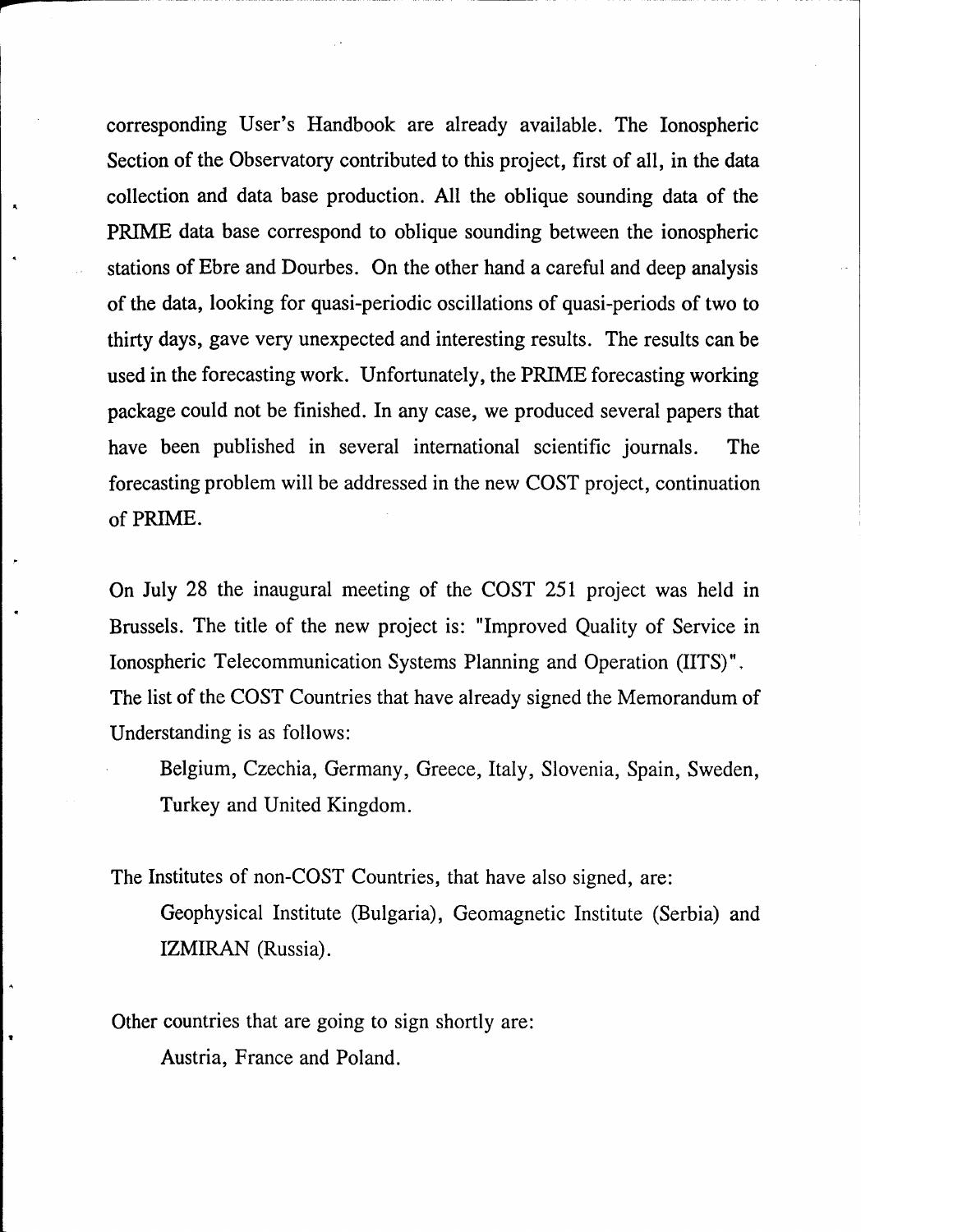corresponding User's Handbook are already available. The Ionospheric Section of the Observatory contributed to this project, first of all, in the data collection and data base production. All the oblique sounding data of the PRIME data base correspond to oblique sounding between the ionospheric stations of Ebre and Dourbes. On the other hand a careful and deep analysis of the data, looking for quasi-periodic oscillations of quasi-periods of two to thirty days, gave very unexpected and interesting results. The results can be used in the forecasting work. Unfortunately, the PRIME forecasting working package could not be finished. In any case, we produced several papers that have been published in several international scientific journals. The forecasting problem will be addressed in the new COST project, continuation of PRIME.

On July 28 the inaugural meeting of the COST 251 project was held in Brussels. The title of the new project is: "Improved Quality of Service in Ionospheric Telecommunication Systems Planning and Operation (IITS)". The list of the COST Countries that have already signed the Memorandum of Understanding is as follows:

> Belgium, Czechia, Germany, Greece, Italy, Slovenia, Spain, Sweden, Turkey and United Kingdom.

The Institutes of non-COST Countries, that have also signed, are:

> Geophysical Institute (Bulgaria), Geomagnetic Institute (Serbia) and IZMIRAN (Russia).

Other countries that are going to sign shortly are:

> Austria, France and Poland.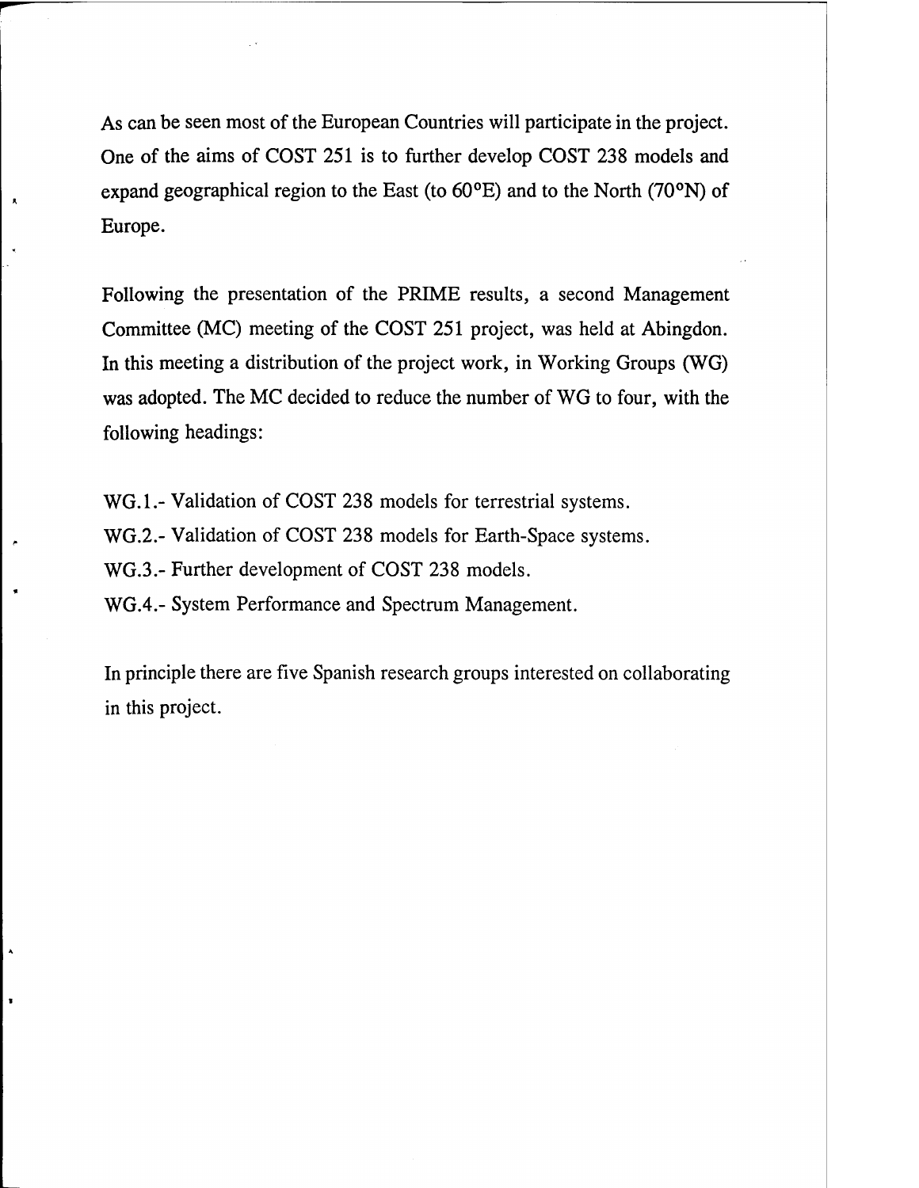As can be seen most of the European Countries will participate in the project. One of the aims of COST 251 is to further develop COST 238 models and expand geographical region to the East (to 60°E) and to the North (70°N) of Europe.

Following the presentation of the PRIME results, a second Management Committee (MC) meeting of the COST 251 project, was held at Abingdon. In this meeting a distribution of the project work, in Working Groups (WG) was adopted. The MC decided to reduce the number of WG to four, with the following headings:

WG.1.- Validation of COST 238 models for terrestrial systems.
WG.2.- Validation of COST 238 models for Earth-Space systems.
WG.3.- Further development of COST 238 models.
WG.4.- System Performance and Spectrum Management.

In principle there are five Spanish research groups interested on collaborating in this project.